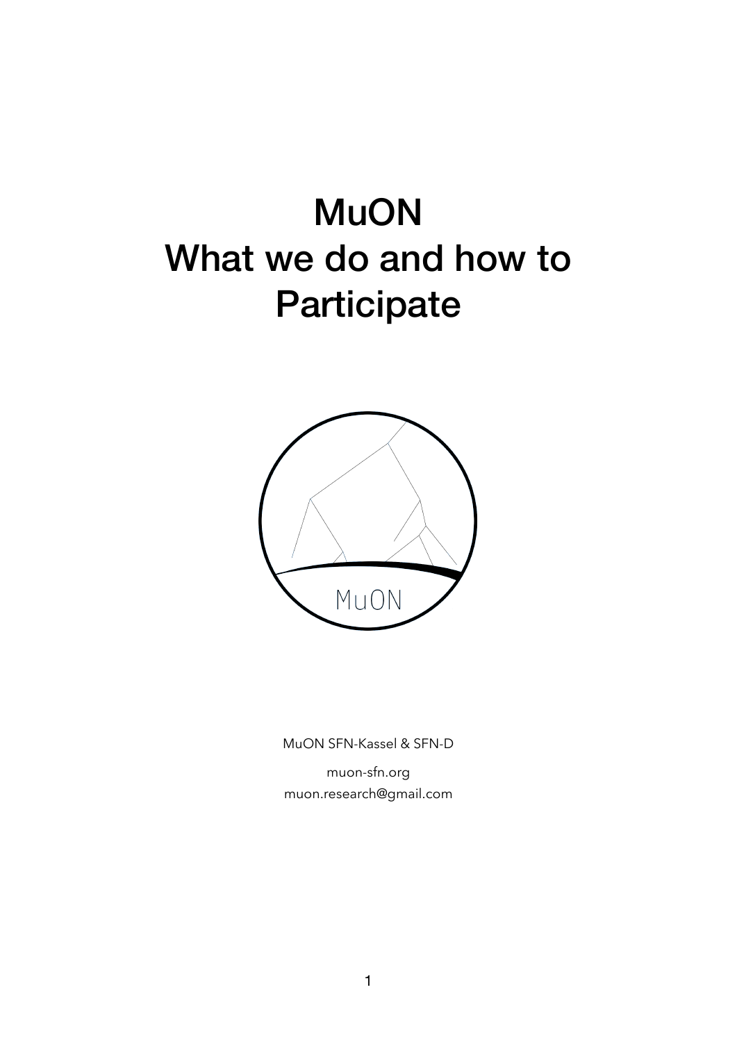# MuON
# What we do and how to Participate

MuON

MuON SFN-Kassel & SFN-D

muon-sfn.org
muon.research@gmail.com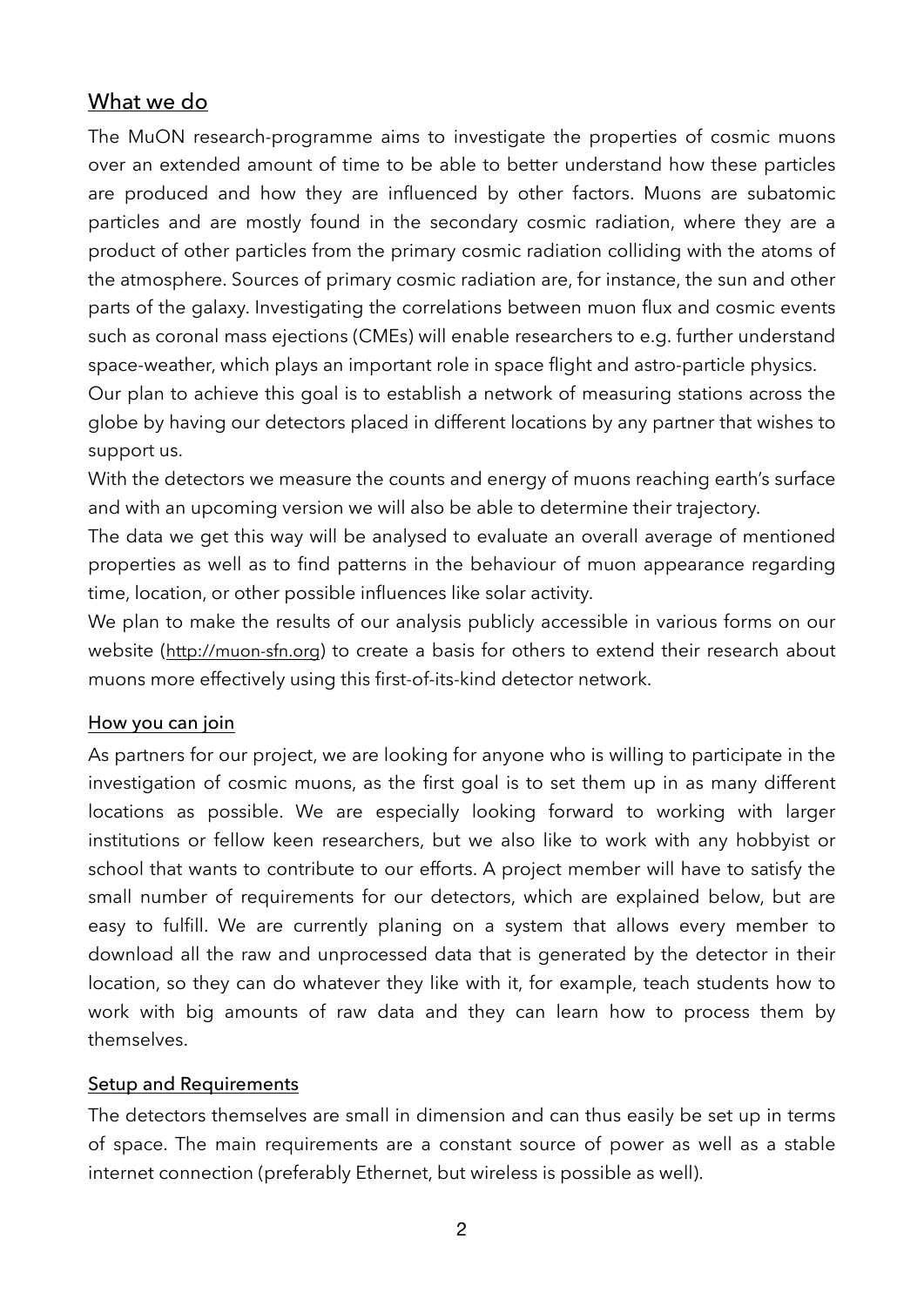## What we do

The MuON research-programme aims to investigate the properties of cosmic muons over an extended amount of time to be able to better understand how these particles are produced and how they are influenced by other factors. Muons are subatomic particles and are mostly found in the secondary cosmic radiation, where they are a product of other particles from the primary cosmic radiation colliding with the atoms of the atmosphere. Sources of primary cosmic radiation are, for instance, the sun and other parts of the galaxy. Investigating the correlations between muon flux and cosmic events such as coronal mass ejections (CMEs) will enable researchers to e.g. further understand space-weather, which plays an important role in space flight and astro-particle physics.

Our plan to achieve this goal is to establish a network of measuring stations across the globe by having our detectors placed in different locations by any partner that wishes to support us.

With the detectors we measure the counts and energy of muons reaching earth's surface and with an upcoming version we will also be able to determine their trajectory.

The data we get this way will be analysed to evaluate an overall average of mentioned properties as well as to find patterns in the behaviour of muon appearance regarding time, location, or other possible influences like solar activity.

We plan to make the results of our analysis publicly accessible in various forms on our website (http://muon-sfn.org) to create a basis for others to extend their research about muons more effectively using this first-of-its-kind detector network.

### How you can join

As partners for our project, we are looking for anyone who is willing to participate in the investigation of cosmic muons, as the first goal is to set them up in as many different locations as possible. We are especially looking forward to working with larger institutions or fellow keen researchers, but we also like to work with any hobbyist or school that wants to contribute to our efforts. A project member will have to satisfy the small number of requirements for our detectors, which are explained below, but are easy to fulfill. We are currently planing on a system that allows every member to download all the raw and unprocessed data that is generated by the detector in their location, so they can do whatever they like with it, for example, teach students how to work with big amounts of raw data and they can learn how to process them by themselves.

### Setup and Requirements

The detectors themselves are small in dimension and can thus easily be set up in terms of space. The main requirements are a constant source of power as well as a stable internet connection (preferably Ethernet, but wireless is possible as well).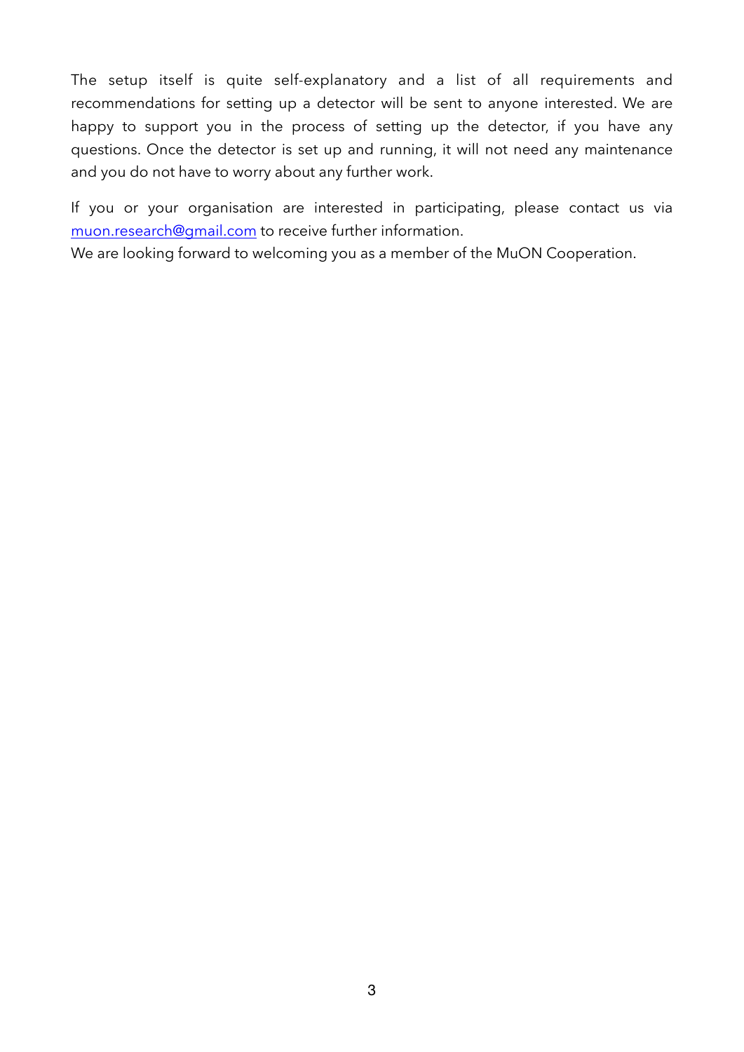The setup itself is quite self-explanatory and a list of all requirements and recommendations for setting up a detector will be sent to anyone interested. We are happy to support you in the process of setting up the detector, if you have any questions. Once the detector is set up and running, it will not need any maintenance and you do not have to worry about any further work.

If you or your organisation are interested in participating, please contact us via [muon.research@gmail.com](mailto:muon.research@gmail.com) to receive further information.
We are looking forward to welcoming you as a member of the MuON Cooperation.